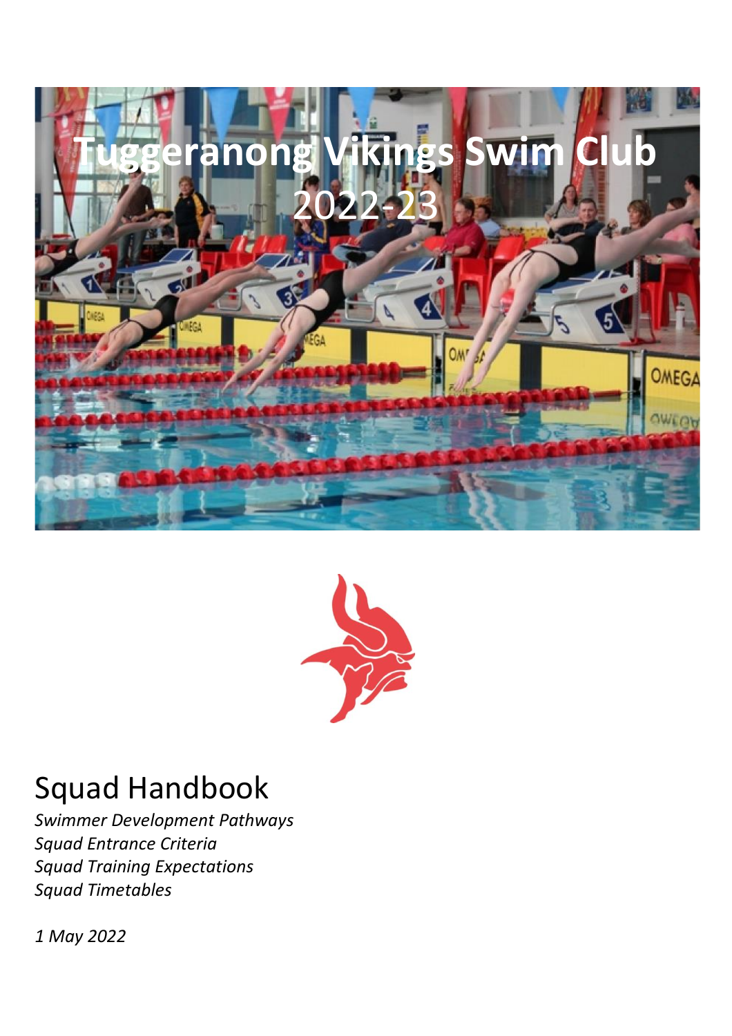# Tuggeranong Vikings Swim Club 2022-23

## Squad Handbook

*Swimmer Development Pathways*
*Squad Entrance Criteria*
*Squad Training Expectations*
*Squad Timetables*

*1 May 2022*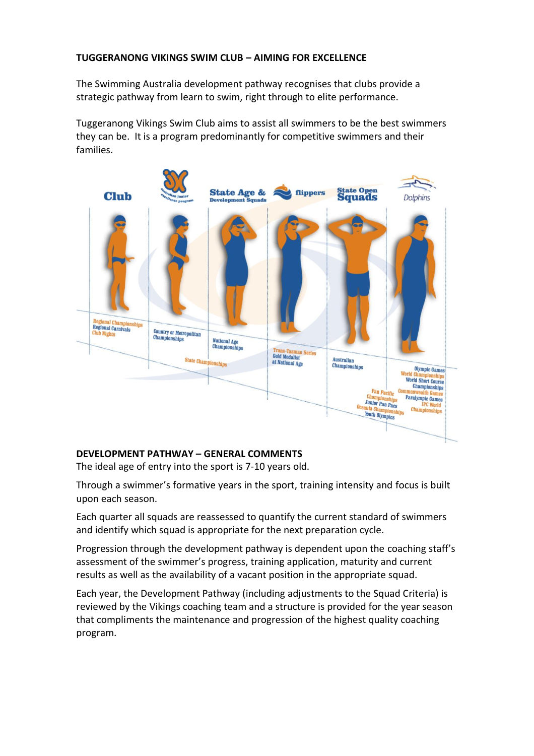**TUGGERANONG VIKINGS SWIM CLUB – AIMING FOR EXCELLENCE**

The Swimming Australia development pathway recognises that clubs provide a strategic pathway from learn to swim, right through to elite performance.

Tuggeranong Vikings Swim Club aims to assist all swimmers to be the best swimmers they can be. It is a program predominantly for competitive swimmers and their families.

Club | Australian junior excellence program | State Age & Development Squads | flippers | State Open Squads | Dolphins

Regional Championships
Regional Carnivals
Club Nights

Country or Metropolitan Championships

State Championships

National Age Championships

Trans-Tasman Series
Gold Medalist at National Age

Australian Championships

Pan Pacific Championships
Junior Pan Pacs
Oceania Championships
Youth Olympics

Olympic Games
World Championships
World Short Course Championships
Commonwealth Games
Paralympic Games
IPC World Championships

**DEVELOPMENT PATHWAY – GENERAL COMMENTS**

The ideal age of entry into the sport is 7-10 years old.

Through a swimmer's formative years in the sport, training intensity and focus is built upon each season.

Each quarter all squads are reassessed to quantify the current standard of swimmers and identify which squad is appropriate for the next preparation cycle.

Progression through the development pathway is dependent upon the coaching staff's assessment of the swimmer's progress, training application, maturity and current results as well as the availability of a vacant position in the appropriate squad.

Each year, the Development Pathway (including adjustments to the Squad Criteria) is reviewed by the Vikings coaching team and a structure is provided for the year season that compliments the maintenance and progression of the highest quality coaching program.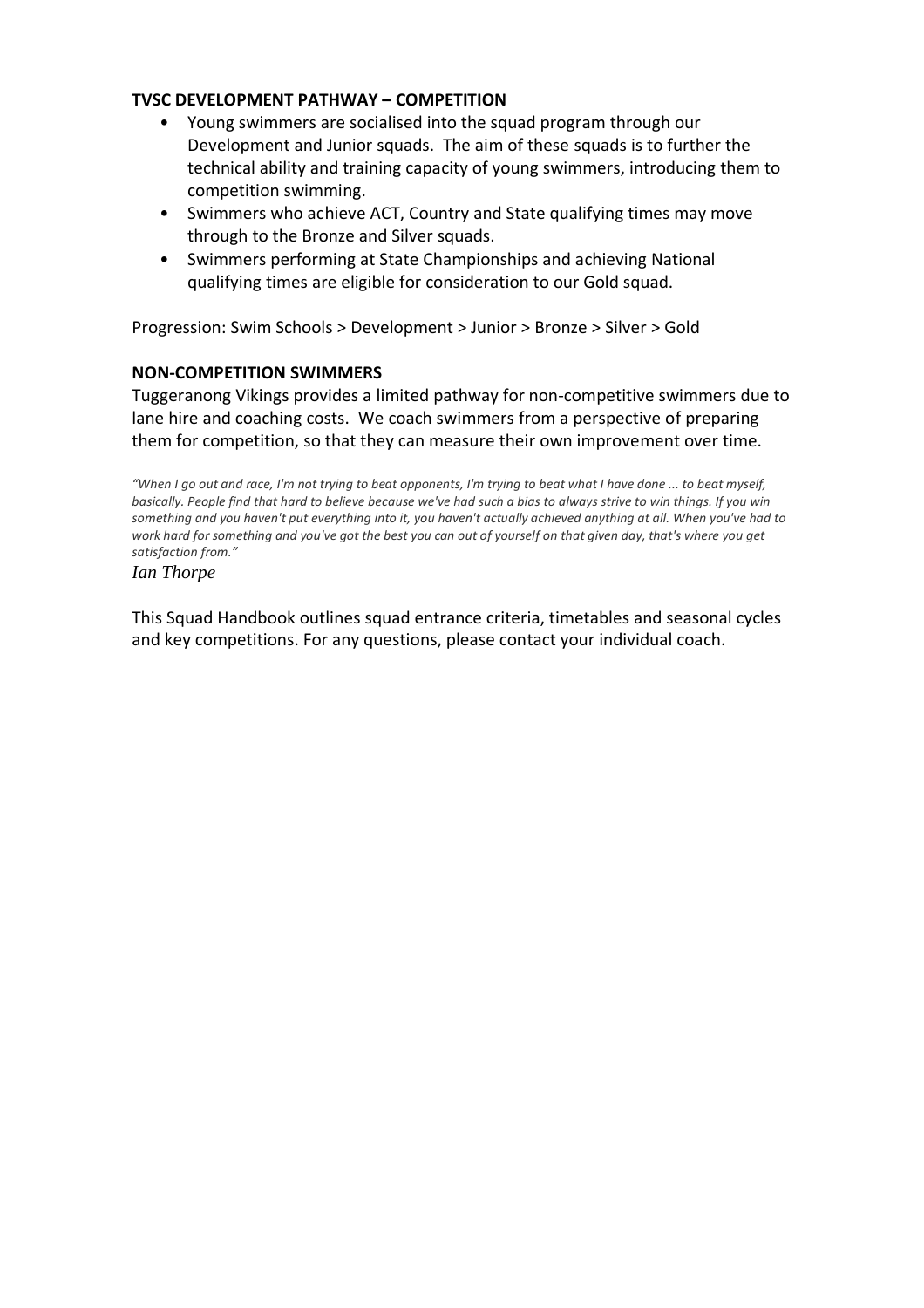**TVSC DEVELOPMENT PATHWAY – COMPETITION**

- Young swimmers are socialised into the squad program through our Development and Junior squads. The aim of these squads is to further the technical ability and training capacity of young swimmers, introducing them to competition swimming.
- Swimmers who achieve ACT, Country and State qualifying times may move through to the Bronze and Silver squads.
- Swimmers performing at State Championships and achieving National qualifying times are eligible for consideration to our Gold squad.

Progression: Swim Schools > Development > Junior > Bronze > Silver > Gold

**NON-COMPETITION SWIMMERS**

Tuggeranong Vikings provides a limited pathway for non-competitive swimmers due to lane hire and coaching costs. We coach swimmers from a perspective of preparing them for competition, so that they can measure their own improvement over time.

*"When I go out and race, I'm not trying to beat opponents, I'm trying to beat what I have done ... to beat myself, basically. People find that hard to believe because we've had such a bias to always strive to win things. If you win something and you haven't put everything into it, you haven't actually achieved anything at all. When you've had to work hard for something and you've got the best you can out of yourself on that given day, that's where you get satisfaction from."*

*Ian Thorpe*

This Squad Handbook outlines squad entrance criteria, timetables and seasonal cycles and key competitions. For any questions, please contact your individual coach.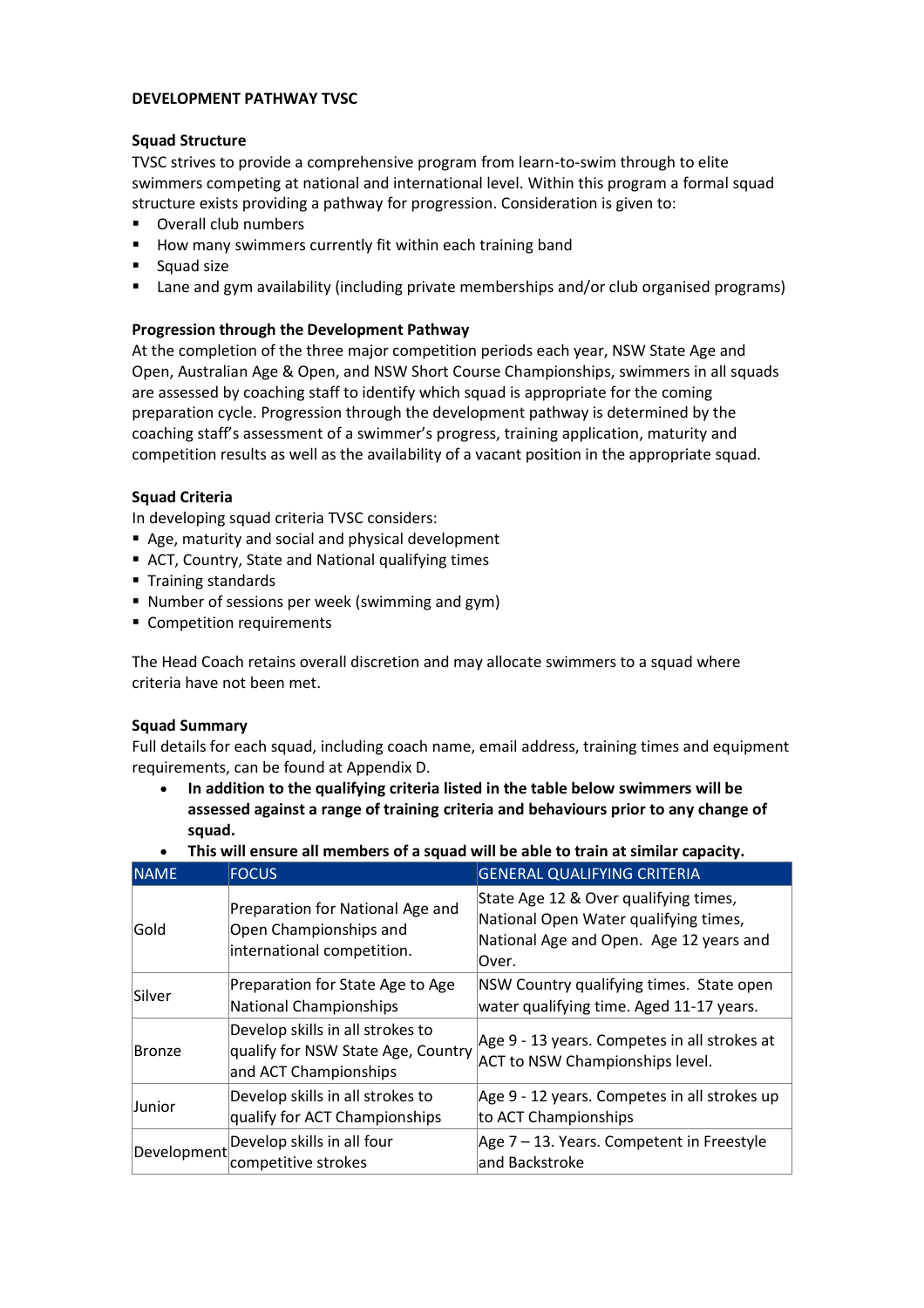**DEVELOPMENT PATHWAY TVSC**

**Squad Structure**

TVSC strives to provide a comprehensive program from learn-to-swim through to elite swimmers competing at national and international level. Within this program a formal squad structure exists providing a pathway for progression. Consideration is given to:

- Overall club numbers
- How many swimmers currently fit within each training band
- Squad size
- Lane and gym availability (including private memberships and/or club organised programs)

**Progression through the Development Pathway**

At the completion of the three major competition periods each year, NSW State Age and Open, Australian Age & Open, and NSW Short Course Championships, swimmers in all squads are assessed by coaching staff to identify which squad is appropriate for the coming preparation cycle. Progression through the development pathway is determined by the coaching staff's assessment of a swimmer's progress, training application, maturity and competition results as well as the availability of a vacant position in the appropriate squad.

**Squad Criteria**

In developing squad criteria TVSC considers:

- Age, maturity and social and physical development
- ACT, Country, State and National qualifying times
- Training standards
- Number of sessions per week (swimming and gym)
- Competition requirements

The Head Coach retains overall discretion and may allocate swimmers to a squad where criteria have not been met.

**Squad Summary**

Full details for each squad, including coach name, email address, training times and equipment requirements, can be found at Appendix D.

- **In addition to the qualifying criteria listed in the table below swimmers will be assessed against a range of training criteria and behaviours prior to any change of squad.**
- **This will ensure all members of a squad will be able to train at similar capacity.**

| NAME | FOCUS | GENERAL QUALIFYING CRITERIA |
|---|---|---|
| Gold | Preparation for National Age and Open Championships and international competition. | State Age 12 & Over qualifying times, National Open Water qualifying times, National Age and Open. Age 12 years and Over. |
| Silver | Preparation for State Age to Age National Championships | NSW Country qualifying times. State open water qualifying time. Aged 11-17 years. |
| Bronze | Develop skills in all strokes to qualify for NSW State Age, Country and ACT Championships | Age 9 - 13 years. Competes in all strokes at ACT to NSW Championships level. |
| Junior | Develop skills in all strokes to qualify for ACT Championships | Age 9 - 12 years. Competes in all strokes up to ACT Championships |
| Development | Develop skills in all four competitive strokes | Age 7 – 13. Years. Competent in Freestyle and Backstroke |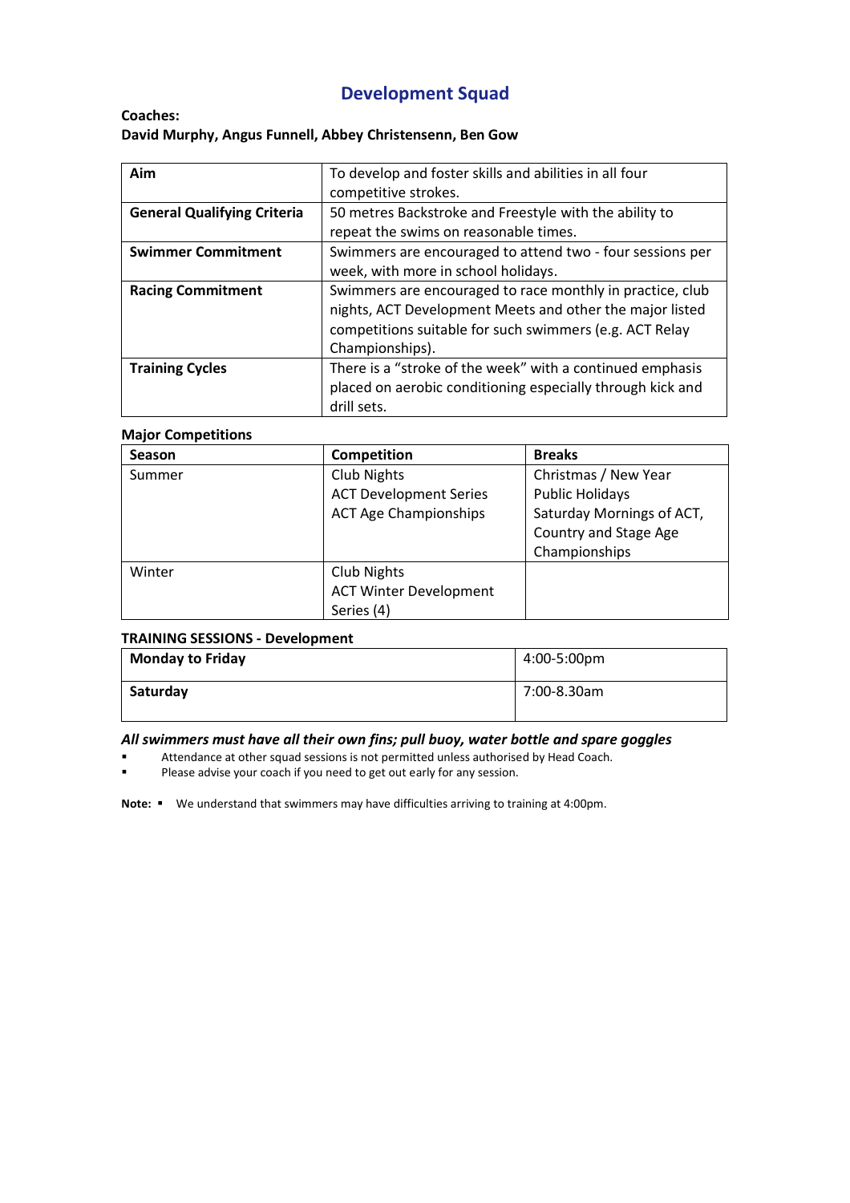# Development Squad

**Coaches:**
**David Murphy, Angus Funnell, Abbey Christensenn, Ben Gow**

| | |
|---|---|
| **Aim** | To develop and foster skills and abilities in all four competitive strokes. |
| **General Qualifying Criteria** | 50 metres Backstroke and Freestyle with the ability to repeat the swims on reasonable times. |
| **Swimmer Commitment** | Swimmers are encouraged to attend two - four sessions per week, with more in school holidays. |
| **Racing Commitment** | Swimmers are encouraged to race monthly in practice, club nights, ACT Development Meets and other the major listed competitions suitable for such swimmers (e.g. ACT Relay Championships). |
| **Training Cycles** | There is a "stroke of the week" with a continued emphasis placed on aerobic conditioning especially through kick and drill sets. |

**Major Competitions**

| Season | Competition | Breaks |
|---|---|---|
| Summer | Club Nights<br>ACT Development Series<br>ACT Age Championships | Christmas / New Year<br>Public Holidays<br>Saturday Mornings of ACT, Country and Stage Age Championships |
| Winter | Club Nights<br>ACT Winter Development Series (4) | |

**TRAINING SESSIONS - Development**

| | |
|---|---|
| **Monday to Friday** | 4:00-5:00pm |
| **Saturday** | 7:00-8.30am |

***All swimmers must have all their own fins; pull buoy, water bottle and spare goggles***

- Attendance at other squad sessions is not permitted unless authorised by Head Coach.
- Please advise your coach if you need to get out early for any session.

**Note:** ▪ We understand that swimmers may have difficulties arriving to training at 4:00pm.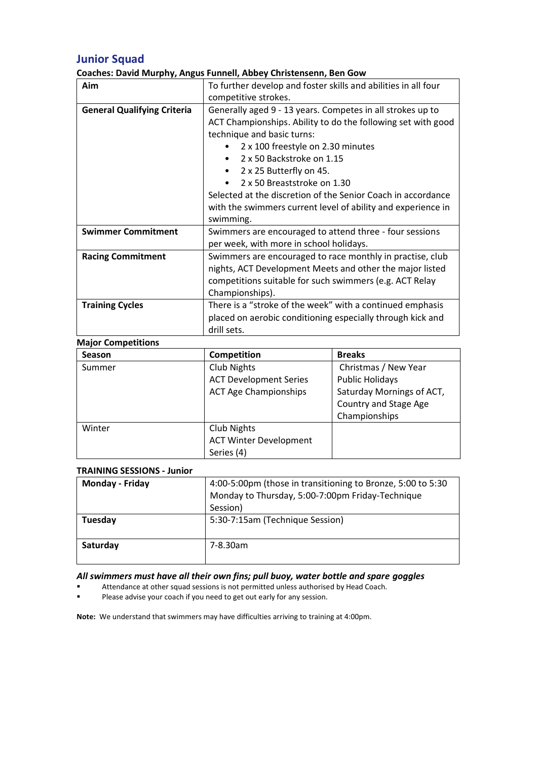## Junior Squad

**Coaches: David Murphy, Angus Funnell, Abbey Christensenn, Ben Gow**

| | |
|---|---|
| **Aim** | To further develop and foster skills and abilities in all four competitive strokes. |
| **General Qualifying Criteria** | Generally aged 9 - 13 years. Competes in all strokes up to ACT Championships. Ability to do the following set with good technique and basic turns:<br>• 2 x 100 freestyle on 2.30 minutes<br>• 2 x 50 Backstroke on 1.15<br>• 2 x 25 Butterfly on 45.<br>• 2 x 50 Breaststroke on 1.30<br>Selected at the discretion of the Senior Coach in accordance with the swimmers current level of ability and experience in swimming. |
| **Swimmer Commitment** | Swimmers are encouraged to attend three - four sessions per week, with more in school holidays. |
| **Racing Commitment** | Swimmers are encouraged to race monthly in practise, club nights, ACT Development Meets and other the major listed competitions suitable for such swimmers (e.g. ACT Relay Championships). |
| **Training Cycles** | There is a "stroke of the week" with a continued emphasis placed on aerobic conditioning especially through kick and drill sets. |

**Major Competitions**

| Season | Competition | Breaks |
|---|---|---|
| Summer | Club Nights<br>ACT Development Series<br>ACT Age Championships | Christmas / New Year<br>Public Holidays<br>Saturday Mornings of ACT, Country and Stage Age Championships |
| Winter | Club Nights<br>ACT Winter Development Series (4) | |

**TRAINING SESSIONS - Junior**

| | |
|---|---|
| **Monday - Friday** | 4:00-5:00pm (those in transitioning to Bronze, 5:00 to 5:30 Monday to Thursday, 5:00-7:00pm Friday-Technique Session) |
| **Tuesday** | 5:30-7:15am (Technique Session) |
| **Saturday** | 7-8.30am |

***All swimmers must have all their own fins; pull buoy, water bottle and spare goggles***

- Attendance at other squad sessions is not permitted unless authorised by Head Coach.
- Please advise your coach if you need to get out early for any session.

**Note:** We understand that swimmers may have difficulties arriving to training at 4:00pm.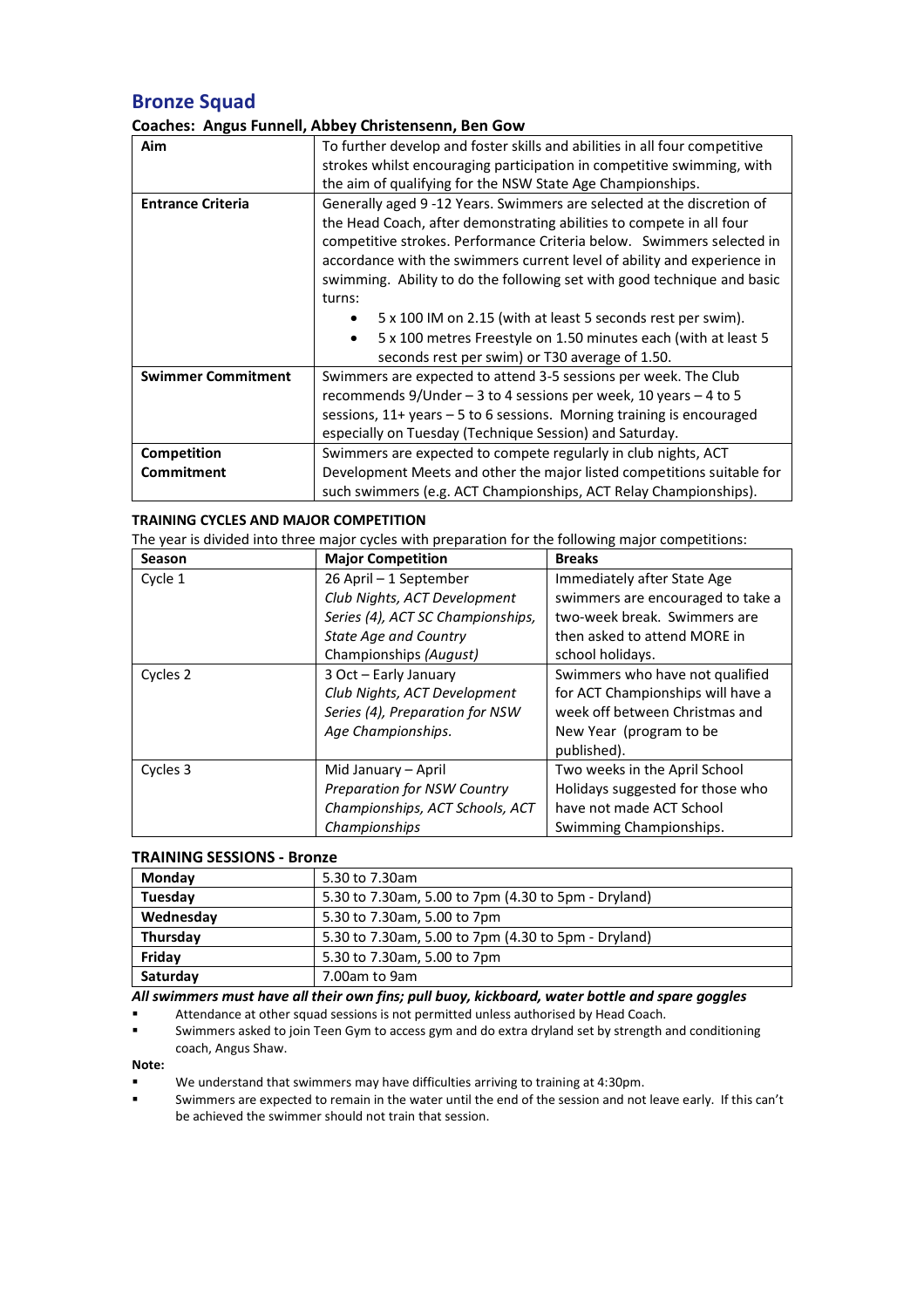## Bronze Squad

### Coaches: Angus Funnell, Abbey Christensenn, Ben Gow

| | |
|---|---|
| **Aim** | To further develop and foster skills and abilities in all four competitive strokes whilst encouraging participation in competitive swimming, with the aim of qualifying for the NSW State Age Championships. |
| **Entrance Criteria** | Generally aged 9 -12 Years. Swimmers are selected at the discretion of the Head Coach, after demonstrating abilities to compete in all four competitive strokes. Performance Criteria below. Swimmers selected in accordance with the swimmers current level of ability and experience in swimming. Ability to do the following set with good technique and basic turns:<br>• 5 x 100 IM on 2.15 (with at least 5 seconds rest per swim).<br>• 5 x 100 metres Freestyle on 1.50 minutes each (with at least 5 seconds rest per swim) or T30 average of 1.50. |
| **Swimmer Commitment** | Swimmers are expected to attend 3-5 sessions per week. The Club recommends 9/Under – 3 to 4 sessions per week, 10 years – 4 to 5 sessions, 11+ years – 5 to 6 sessions. Morning training is encouraged especially on Tuesday (Technique Session) and Saturday. |
| **Competition Commitment** | Swimmers are expected to compete regularly in club nights, ACT Development Meets and other the major listed competitions suitable for such swimmers (e.g. ACT Championships, ACT Relay Championships). |

### TRAINING CYCLES AND MAJOR COMPETITION

The year is divided into three major cycles with preparation for the following major competitions:

| Season | Major Competition | Breaks |
|---|---|---|
| Cycle 1 | 26 April – 1 September<br>*Club Nights, ACT Development Series (4), ACT SC Championships, State Age and Country Championships (August)* | Immediately after State Age swimmers are encouraged to take a two-week break. Swimmers are then asked to attend MORE in school holidays. |
| Cycles 2 | 3 Oct – Early January<br>*Club Nights, ACT Development Series (4), Preparation for NSW Age Championships.* | Swimmers who have not qualified for ACT Championships will have a week off between Christmas and New Year (program to be published). |
| Cycles 3 | Mid January – April<br>*Preparation for NSW Country Championships, ACT Schools, ACT Championships* | Two weeks in the April School Holidays suggested for those who have not made ACT School Swimming Championships. |

### TRAINING SESSIONS - Bronze

| | |
|---|---|
| **Monday** | 5.30 to 7.30am |
| **Tuesday** | 5.30 to 7.30am, 5.00 to 7pm (4.30 to 5pm - Dryland) |
| **Wednesday** | 5.30 to 7.30am, 5.00 to 7pm |
| **Thursday** | 5.30 to 7.30am, 5.00 to 7pm (4.30 to 5pm - Dryland) |
| **Friday** | 5.30 to 7.30am, 5.00 to 7pm |
| **Saturday** | 7.00am to 9am |

***All swimmers must have all their own fins; pull buoy, kickboard, water bottle and spare goggles***

- Attendance at other squad sessions is not permitted unless authorised by Head Coach.
- Swimmers asked to join Teen Gym to access gym and do extra dryland set by strength and conditioning coach, Angus Shaw.

**Note:**

- We understand that swimmers may have difficulties arriving to training at 4:30pm.
- Swimmers are expected to remain in the water until the end of the session and not leave early. If this can't be achieved the swimmer should not train that session.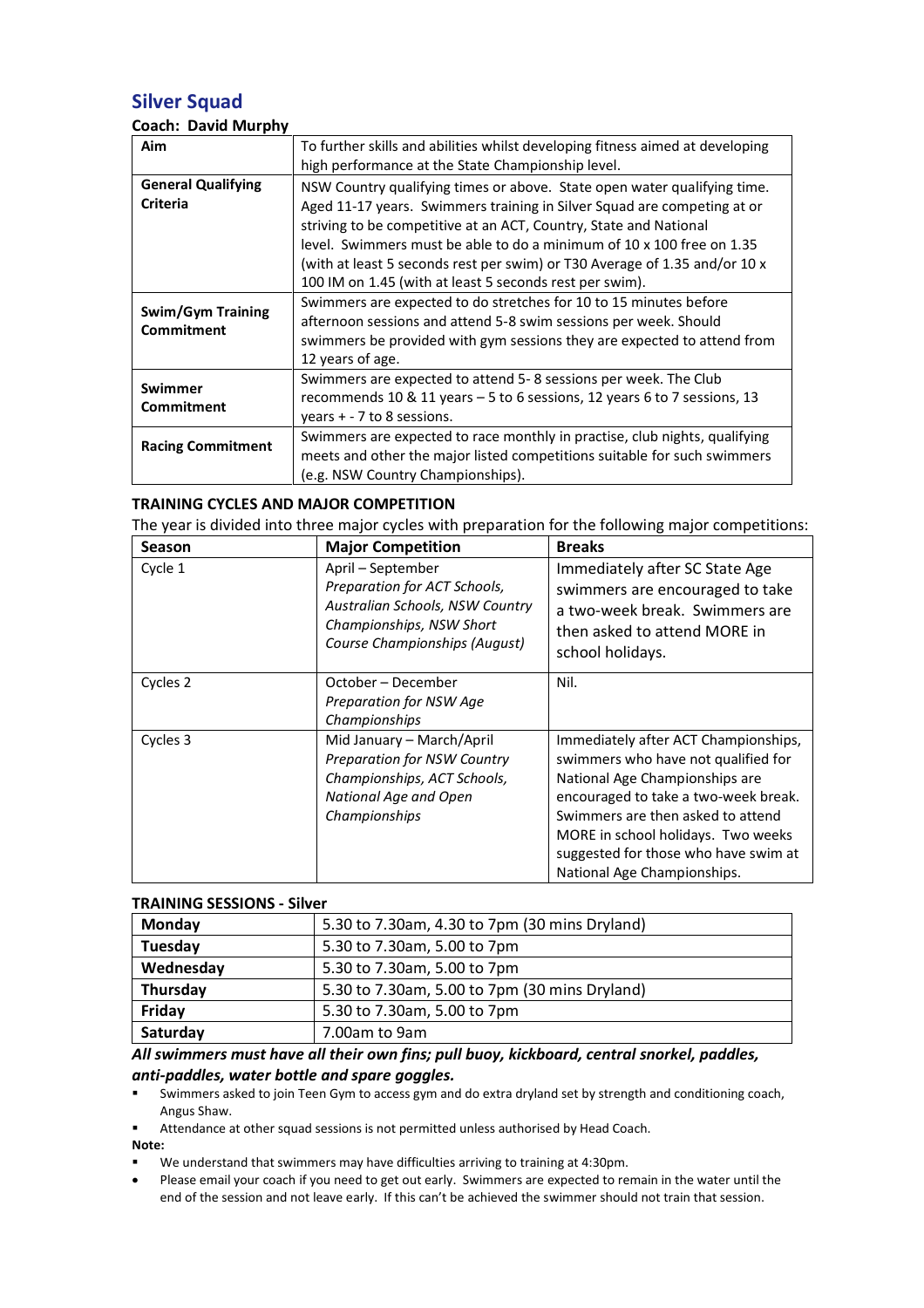## Silver Squad

**Coach: David Murphy**

| | |
|---|---|
| **Aim** | To further skills and abilities whilst developing fitness aimed at developing high performance at the State Championship level. |
| **General Qualifying Criteria** | NSW Country qualifying times or above. State open water qualifying time. Aged 11-17 years. Swimmers training in Silver Squad are competing at or striving to be competitive at an ACT, Country, State and National level. Swimmers must be able to do a minimum of 10 x 100 free on 1.35 (with at least 5 seconds rest per swim) or T30 Average of 1.35 and/or 10 x 100 IM on 1.45 (with at least 5 seconds rest per swim). |
| **Swim/Gym Training Commitment** | Swimmers are expected to do stretches for 10 to 15 minutes before afternoon sessions and attend 5-8 swim sessions per week. Should swimmers be provided with gym sessions they are expected to attend from 12 years of age. |
| **Swimmer Commitment** | Swimmers are expected to attend 5- 8 sessions per week. The Club recommends 10 & 11 years – 5 to 6 sessions, 12 years 6 to 7 sessions, 13 years + - 7 to 8 sessions. |
| **Racing Commitment** | Swimmers are expected to race monthly in practise, club nights, qualifying meets and other the major listed competitions suitable for such swimmers (e.g. NSW Country Championships). |

### TRAINING CYCLES AND MAJOR COMPETITION

The year is divided into three major cycles with preparation for the following major competitions:

| Season | Major Competition | Breaks |
|---|---|---|
| Cycle 1 | April – September *Preparation for ACT Schools, Australian Schools, NSW Country Championships, NSW Short Course Championships (August)* | Immediately after SC State Age swimmers are encouraged to take a two-week break. Swimmers are then asked to attend MORE in school holidays. |
| Cycles 2 | October – December *Preparation for NSW Age Championships* | Nil. |
| Cycles 3 | Mid January – March/April *Preparation for NSW Country Championships, ACT Schools, National Age and Open Championships* | Immediately after ACT Championships, swimmers who have not qualified for National Age Championships are encouraged to take a two-week break. Swimmers are then asked to attend MORE in school holidays. Two weeks suggested for those who have swim at National Age Championships. |

### TRAINING SESSIONS - Silver

| | |
|---|---|
| **Monday** | 5.30 to 7.30am, 4.30 to 7pm (30 mins Dryland) |
| **Tuesday** | 5.30 to 7.30am, 5.00 to 7pm |
| **Wednesday** | 5.30 to 7.30am, 5.00 to 7pm |
| **Thursday** | 5.30 to 7.30am, 5.00 to 7pm (30 mins Dryland) |
| **Friday** | 5.30 to 7.30am, 5.00 to 7pm |
| **Saturday** | 7.00am to 9am |

***All swimmers must have all their own fins; pull buoy, kickboard, central snorkel, paddles, anti-paddles, water bottle and spare goggles.***

- Swimmers asked to join Teen Gym to access gym and do extra dryland set by strength and conditioning coach, Angus Shaw.
- Attendance at other squad sessions is not permitted unless authorised by Head Coach.

**Note:**

- We understand that swimmers may have difficulties arriving to training at 4:30pm.
- Please email your coach if you need to get out early. Swimmers are expected to remain in the water until the end of the session and not leave early. If this can't be achieved the swimmer should not train that session.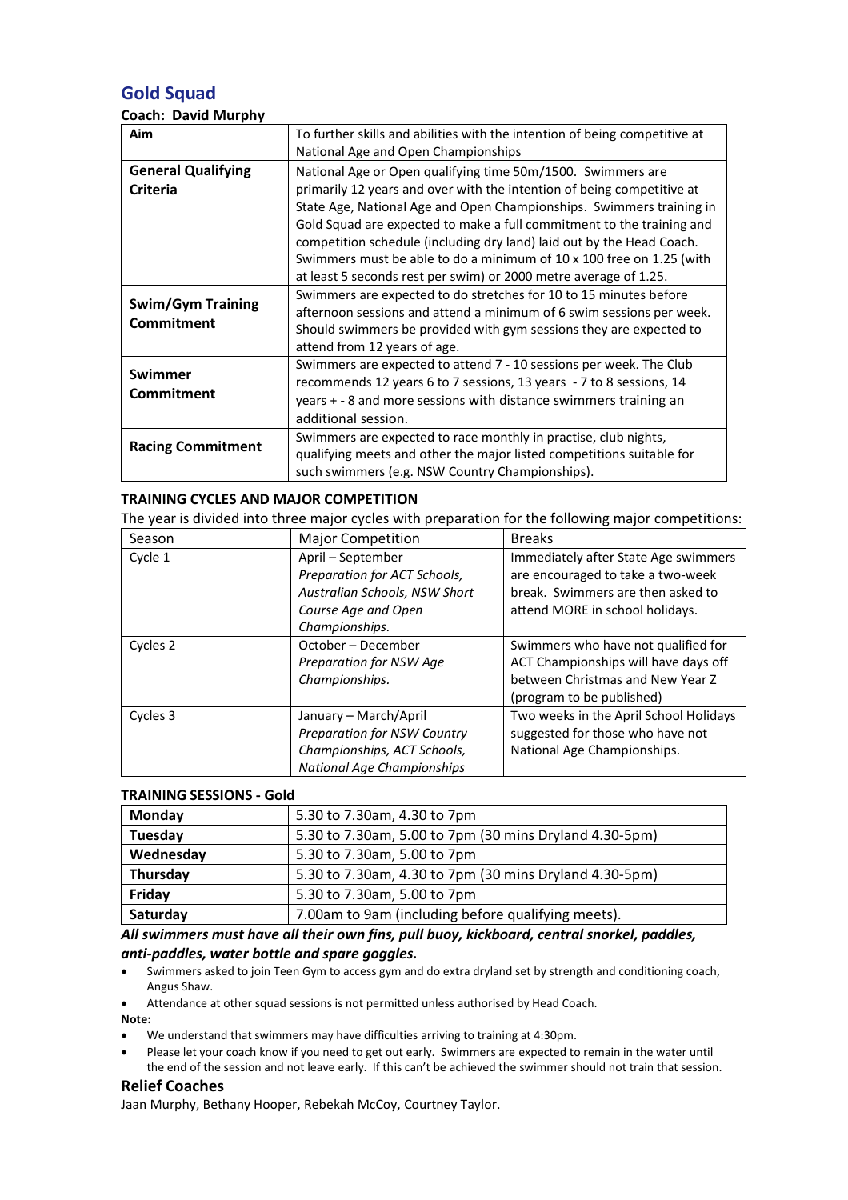## Gold Squad

**Coach: David Murphy**

| | |
|---|---|
| **Aim** | To further skills and abilities with the intention of being competitive at National Age and Open Championships |
| **General Qualifying Criteria** | National Age or Open qualifying time 50m/1500. Swimmers are primarily 12 years and over with the intention of being competitive at State Age, National Age and Open Championships. Swimmers training in Gold Squad are expected to make a full commitment to the training and competition schedule (including dry land) laid out by the Head Coach. Swimmers must be able to do a minimum of 10 x 100 free on 1.25 (with at least 5 seconds rest per swim) or 2000 metre average of 1.25. |
| **Swim/Gym Training Commitment** | Swimmers are expected to do stretches for 10 to 15 minutes before afternoon sessions and attend a minimum of 6 swim sessions per week. Should swimmers be provided with gym sessions they are expected to attend from 12 years of age. |
| **Swimmer Commitment** | Swimmers are expected to attend 7 - 10 sessions per week. The Club recommends 12 years 6 to 7 sessions, 13 years - 7 to 8 sessions, 14 years + - 8 and more sessions with distance swimmers training an additional session. |
| **Racing Commitment** | Swimmers are expected to race monthly in practise, club nights, qualifying meets and other the major listed competitions suitable for such swimmers (e.g. NSW Country Championships). |

**TRAINING CYCLES AND MAJOR COMPETITION**

The year is divided into three major cycles with preparation for the following major competitions:

| Season | Major Competition | Breaks |
|---|---|---|
| Cycle 1 | April – September<br>*Preparation for ACT Schools, Australian Schools, NSW Short Course Age and Open Championships.* | Immediately after State Age swimmers are encouraged to take a two-week break. Swimmers are then asked to attend MORE in school holidays. |
| Cycles 2 | October – December<br>*Preparation for NSW Age Championships.* | Swimmers who have not qualified for ACT Championships will have days off between Christmas and New Year Z (program to be published) |
| Cycles 3 | January – March/April<br>*Preparation for NSW Country Championships, ACT Schools, National Age Championships* | Two weeks in the April School Holidays suggested for those who have not National Age Championships. |

**TRAINING SESSIONS - Gold**

| | |
|---|---|
| **Monday** | 5.30 to 7.30am, 4.30 to 7pm |
| **Tuesday** | 5.30 to 7.30am, 5.00 to 7pm (30 mins Dryland 4.30-5pm) |
| **Wednesday** | 5.30 to 7.30am, 5.00 to 7pm |
| **Thursday** | 5.30 to 7.30am, 4.30 to 7pm (30 mins Dryland 4.30-5pm) |
| **Friday** | 5.30 to 7.30am, 5.00 to 7pm |
| **Saturday** | 7.00am to 9am (including before qualifying meets). |

***All swimmers must have all their own fins, pull buoy, kickboard, central snorkel, paddles, anti-paddles, water bottle and spare goggles.***

- Swimmers asked to join Teen Gym to access gym and do extra dryland set by strength and conditioning coach, Angus Shaw.
- Attendance at other squad sessions is not permitted unless authorised by Head Coach.

**Note:**

- We understand that swimmers may have difficulties arriving to training at 4:30pm.
- Please let your coach know if you need to get out early. Swimmers are expected to remain in the water until the end of the session and not leave early. If this can't be achieved the swimmer should not train that session.

### Relief Coaches

Jaan Murphy, Bethany Hooper, Rebekah McCoy, Courtney Taylor.